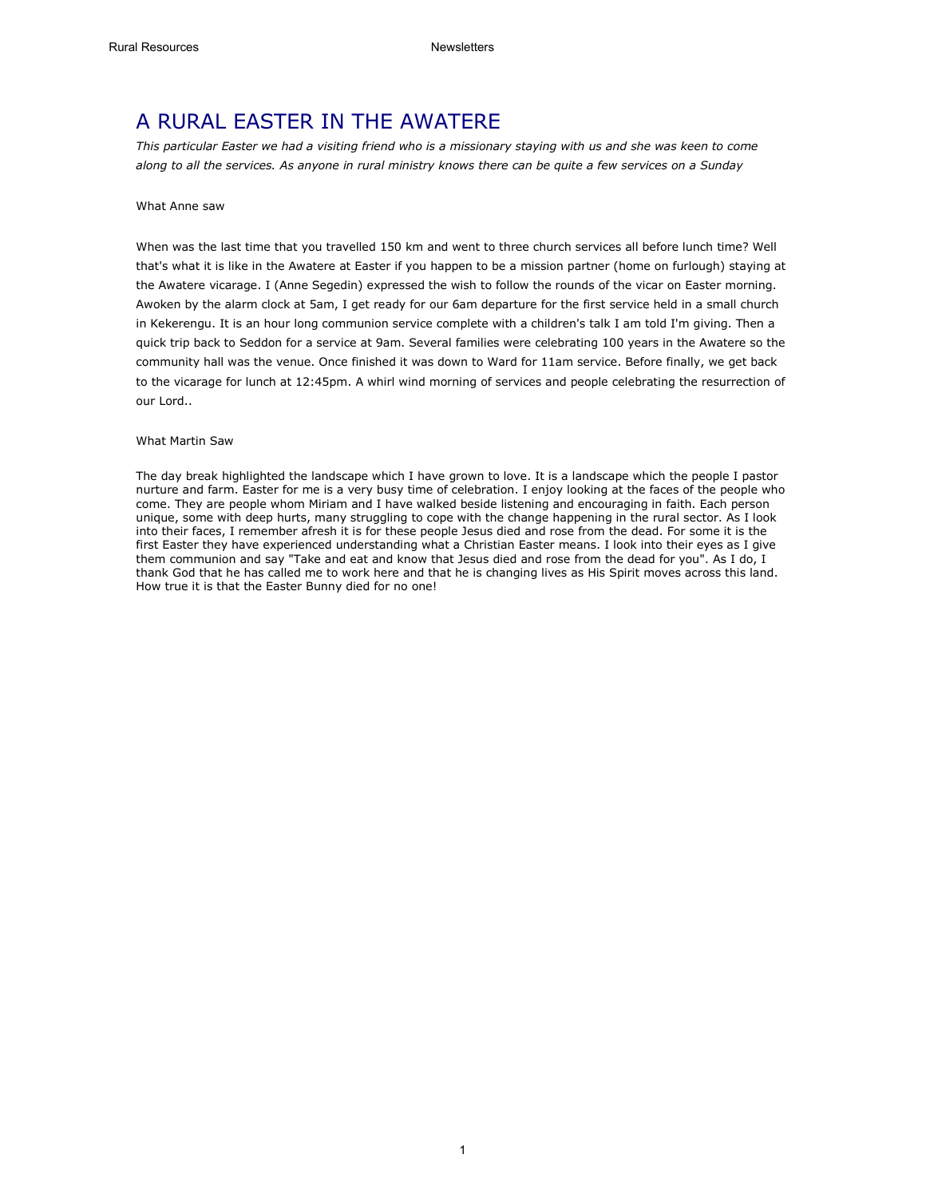# A RURAL EASTER IN THE AWATERE

*This particular Easter we had a visiting friend who is a missionary staying with us and she was keen to come along to all the services. As anyone in rural ministry knows there can be quite a few services on a Sunday*

What Anne saw

When was the last time that you travelled 150 km and went to three church services all before lunch time? Well that's what it is like in the Awatere at Easter if you happen to be a mission partner (home on furlough) staying at the Awatere vicarage. I (Anne Segedin) expressed the wish to follow the rounds of the vicar on Easter morning. Awoken by the alarm clock at 5am, I get ready for our 6am departure for the first service held in a small church in Kekerengu. It is an hour long communion service complete with a children's talk I am told I'm giving. Then a quick trip back to Seddon for a service at 9am. Several families were celebrating 100 years in the Awatere so the community hall was the venue. Once finished it was down to Ward for 11am service. Before finally, we get back to the vicarage for lunch at 12:45pm. A whirl wind morning of services and people celebrating the resurrection of our Lord..

What Martin Saw

The day break highlighted the landscape which I have grown to love. It is a landscape which the people I pastor nurture and farm. Easter for me is a very busy time of celebration. I enjoy looking at the faces of the people who come. They are people whom Miriam and I have walked beside listening and encouraging in faith. Each person unique, some with deep hurts, many struggling to cope with the change happening in the rural sector. As I look into their faces, I remember afresh it is for these people Jesus died and rose from the dead. For some it is the first Easter they have experienced understanding what a Christian Easter means. I look into their eyes as I give them communion and say "Take and eat and know that Jesus died and rose from the dead for you". As I do, I thank God that he has called me to work here and that he is changing lives as His Spirit moves across this land. How true it is that the Easter Bunny died for no one!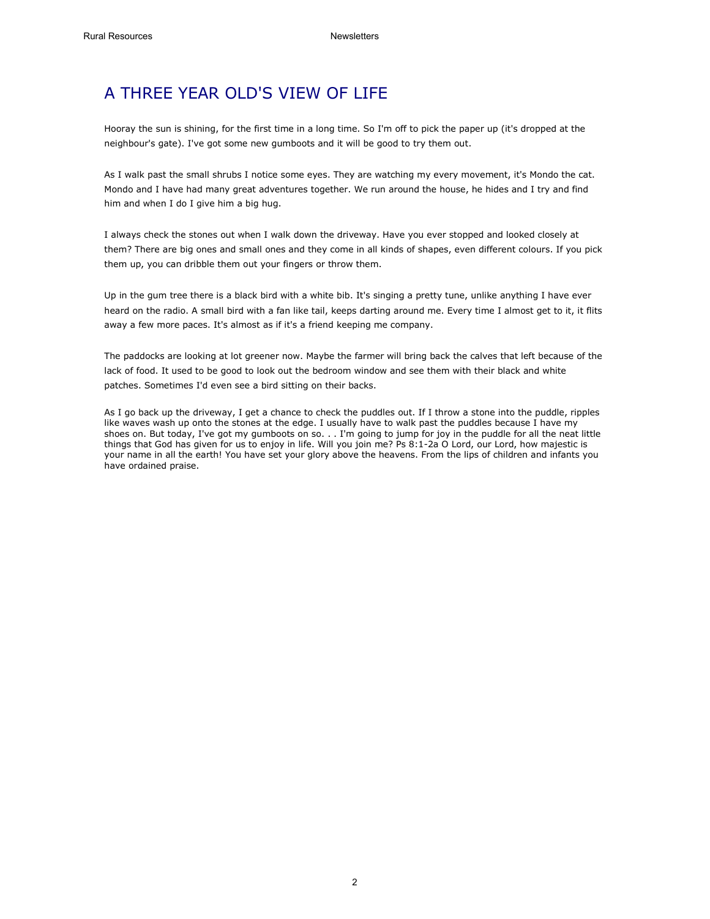# A THREE YEAR OLD'S VIEW OF LIFE

Hooray the sun is shining, for the first time in a long time. So I'm off to pick the paper up (it's dropped at the neighbour's gate). I've got some new gumboots and it will be good to try them out.

As I walk past the small shrubs I notice some eyes. They are watching my every movement, it's Mondo the cat. Mondo and I have had many great adventures together. We run around the house, he hides and I try and find him and when I do I give him a big hug.

I always check the stones out when I walk down the driveway. Have you ever stopped and looked closely at them? There are big ones and small ones and they come in all kinds of shapes, even different colours. If you pick them up, you can dribble them out your fingers or throw them.

Up in the gum tree there is a black bird with a white bib. It's singing a pretty tune, unlike anything I have ever heard on the radio. A small bird with a fan like tail, keeps darting around me. Every time I almost get to it, it flits away a few more paces. It's almost as if it's a friend keeping me company.

The paddocks are looking at lot greener now. Maybe the farmer will bring back the calves that left because of the lack of food. It used to be good to look out the bedroom window and see them with their black and white patches. Sometimes I'd even see a bird sitting on their backs.

As I go back up the driveway, I get a chance to check the puddles out. If I throw a stone into the puddle, ripples like waves wash up onto the stones at the edge. I usually have to walk past the puddles because I have my shoes on. But today, I've got my gumboots on so. . . I'm going to jump for joy in the puddle for all the neat little things that God has given for us to enjoy in life. Will you join me? Ps 8:1-2a O Lord, our Lord, how majestic is your name in all the earth! You have set your glory above the heavens. From the lips of children and infants you have ordained praise.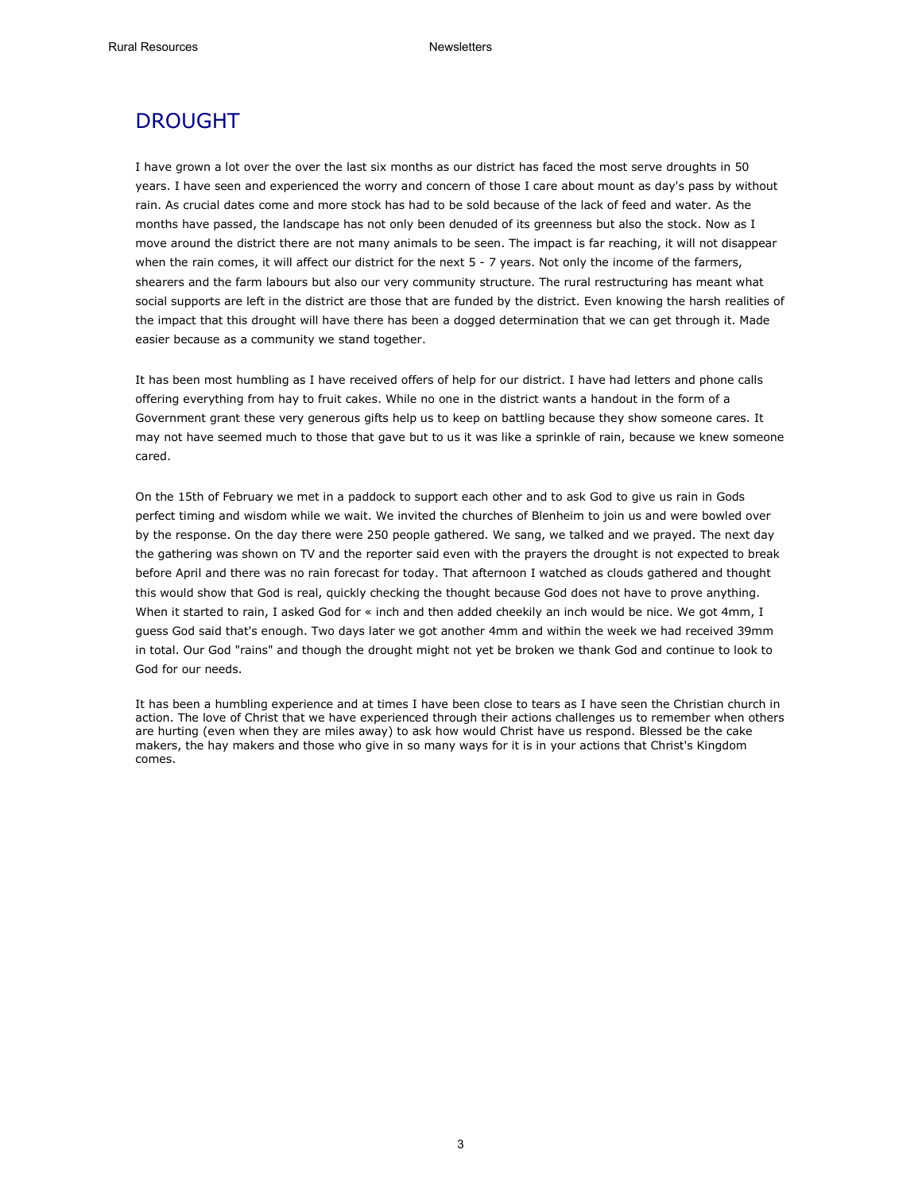# DROUGHT

I have grown a lot over the over the last six months as our district has faced the most serve droughts in 50 years. I have seen and experienced the worry and concern of those I care about mount as day's pass by without rain. As crucial dates come and more stock has had to be sold because of the lack of feed and water. As the months have passed, the landscape has not only been denuded of its greenness but also the stock. Now as I move around the district there are not many animals to be seen. The impact is far reaching, it will not disappear when the rain comes, it will affect our district for the next 5 - 7 years. Not only the income of the farmers, shearers and the farm labours but also our very community structure. The rural restructuring has meant what social supports are left in the district are those that are funded by the district. Even knowing the harsh realities of the impact that this drought will have there has been a dogged determination that we can get through it. Made easier because as a community we stand together.

It has been most humbling as I have received offers of help for our district. I have had letters and phone calls offering everything from hay to fruit cakes. While no one in the district wants a handout in the form of a Government grant these very generous gifts help us to keep on battling because they show someone cares. It may not have seemed much to those that gave but to us it was like a sprinkle of rain, because we knew someone cared.

On the 15th of February we met in a paddock to support each other and to ask God to give us rain in Gods perfect timing and wisdom while we wait. We invited the churches of Blenheim to join us and were bowled over by the response. On the day there were 250 people gathered. We sang, we talked and we prayed. The next day the gathering was shown on TV and the reporter said even with the prayers the drought is not expected to break before April and there was no rain forecast for today. That afternoon I watched as clouds gathered and thought this would show that God is real, quickly checking the thought because God does not have to prove anything. When it started to rain, I asked God for « inch and then added cheekily an inch would be nice. We got 4mm, I guess God said that's enough. Two days later we got another 4mm and within the week we had received 39mm in total. Our God "rains" and though the drought might not yet be broken we thank God and continue to look to God for our needs.

It has been a humbling experience and at times I have been close to tears as I have seen the Christian church in action. The love of Christ that we have experienced through their actions challenges us to remember when others are hurting (even when they are miles away) to ask how would Christ have us respond. Blessed be the cake makers, the hay makers and those who give in so many ways for it is in your actions that Christ's Kingdom comes.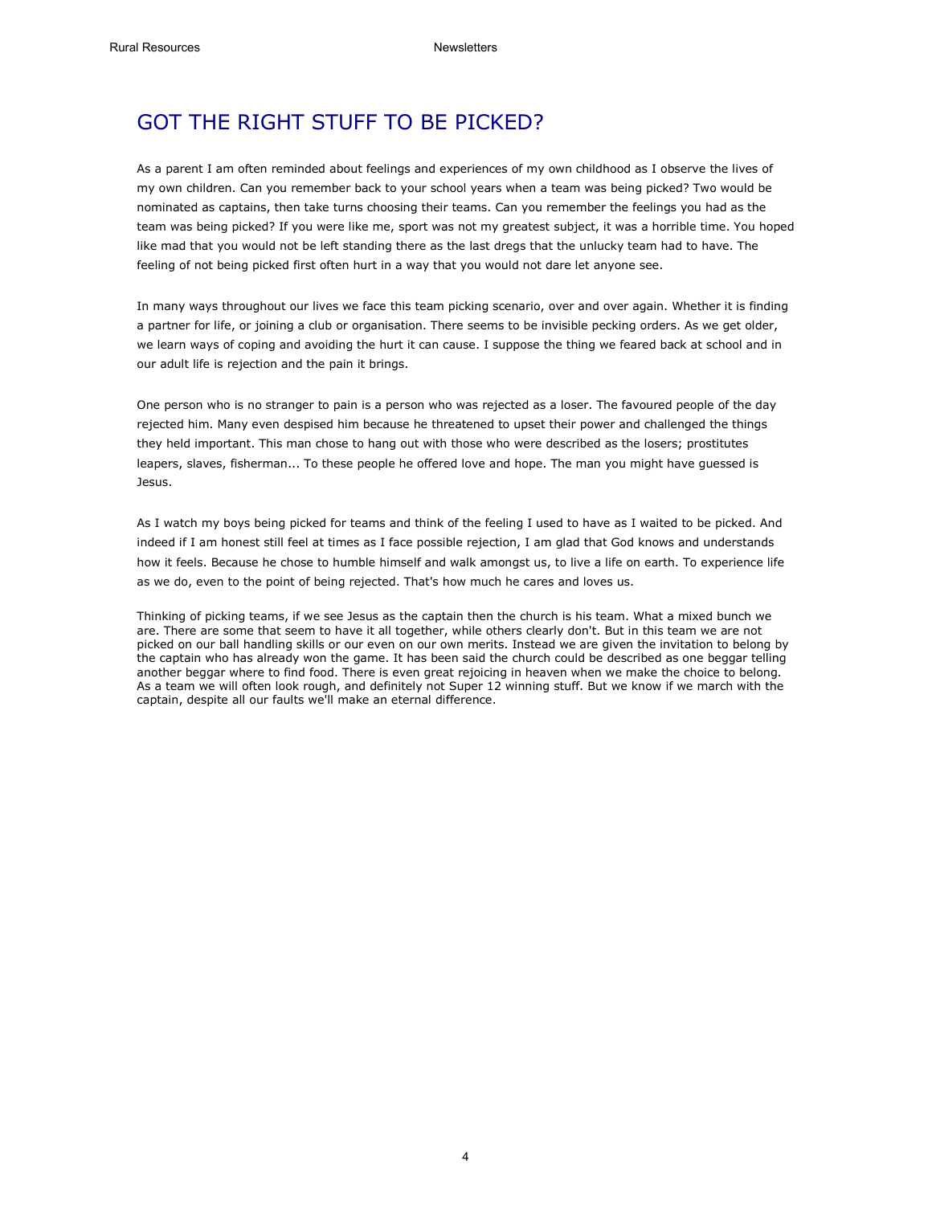# GOT THE RIGHT STUFF TO BE PICKED?

As a parent I am often reminded about feelings and experiences of my own childhood as I observe the lives of my own children. Can you remember back to your school years when a team was being picked? Two would be nominated as captains, then take turns choosing their teams. Can you remember the feelings you had as the team was being picked? If you were like me, sport was not my greatest subject, it was a horrible time. You hoped like mad that you would not be left standing there as the last dregs that the unlucky team had to have. The feeling of not being picked first often hurt in a way that you would not dare let anyone see.

In many ways throughout our lives we face this team picking scenario, over and over again. Whether it is finding a partner for life, or joining a club or organisation. There seems to be invisible pecking orders. As we get older, we learn ways of coping and avoiding the hurt it can cause. I suppose the thing we feared back at school and in our adult life is rejection and the pain it brings.

One person who is no stranger to pain is a person who was rejected as a loser. The favoured people of the day rejected him. Many even despised him because he threatened to upset their power and challenged the things they held important. This man chose to hang out with those who were described as the losers; prostitutes leapers, slaves, fisherman... To these people he offered love and hope. The man you might have guessed is Jesus.

As I watch my boys being picked for teams and think of the feeling I used to have as I waited to be picked. And indeed if I am honest still feel at times as I face possible rejection, I am glad that God knows and understands how it feels. Because he chose to humble himself and walk amongst us, to live a life on earth. To experience life as we do, even to the point of being rejected. That's how much he cares and loves us.

Thinking of picking teams, if we see Jesus as the captain then the church is his team. What a mixed bunch we are. There are some that seem to have it all together, while others clearly don't. But in this team we are not picked on our ball handling skills or our even on our own merits. Instead we are given the invitation to belong by the captain who has already won the game. It has been said the church could be described as one beggar telling another beggar where to find food. There is even great rejoicing in heaven when we make the choice to belong. As a team we will often look rough, and definitely not Super 12 winning stuff. But we know if we march with the captain, despite all our faults we'll make an eternal difference.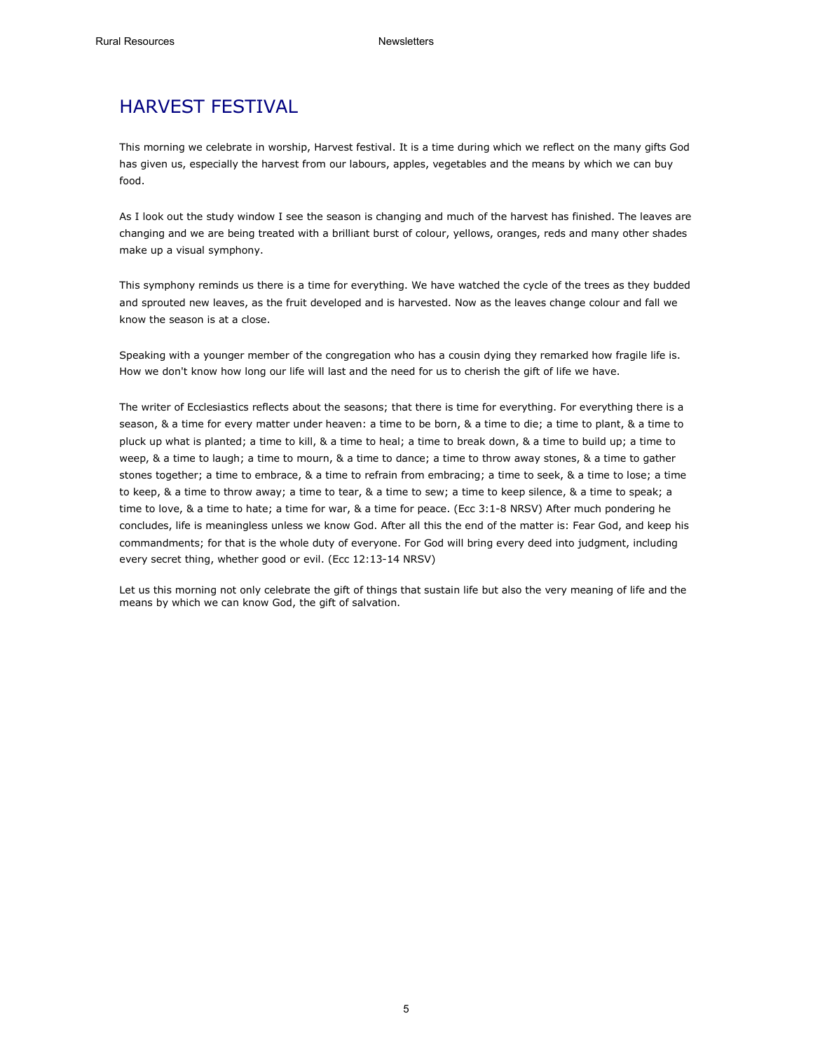# HARVEST FESTIVAL

This morning we celebrate in worship, Harvest festival. It is a time during which we reflect on the many gifts God has given us, especially the harvest from our labours, apples, vegetables and the means by which we can buy food.

As I look out the study window I see the season is changing and much of the harvest has finished. The leaves are changing and we are being treated with a brilliant burst of colour, yellows, oranges, reds and many other shades make up a visual symphony.

This symphony reminds us there is a time for everything. We have watched the cycle of the trees as they budded and sprouted new leaves, as the fruit developed and is harvested. Now as the leaves change colour and fall we know the season is at a close.

Speaking with a younger member of the congregation who has a cousin dying they remarked how fragile life is. How we don't know how long our life will last and the need for us to cherish the gift of life we have.

The writer of Ecclesiastics reflects about the seasons; that there is time for everything. For everything there is a season, & a time for every matter under heaven: a time to be born, & a time to die; a time to plant, & a time to pluck up what is planted; a time to kill, & a time to heal; a time to break down, & a time to build up; a time to weep, & a time to laugh; a time to mourn, & a time to dance; a time to throw away stones, & a time to gather stones together; a time to embrace, & a time to refrain from embracing; a time to seek, & a time to lose; a time to keep, & a time to throw away; a time to tear, & a time to sew; a time to keep silence, & a time to speak; a time to love, & a time to hate; a time for war, & a time for peace. (Ecc 3:1-8 NRSV) After much pondering he concludes, life is meaningless unless we know God. After all this the end of the matter is: Fear God, and keep his commandments; for that is the whole duty of everyone. For God will bring every deed into judgment, including every secret thing, whether good or evil. (Ecc 12:13-14 NRSV)

Let us this morning not only celebrate the gift of things that sustain life but also the very meaning of life and the means by which we can know God, the gift of salvation.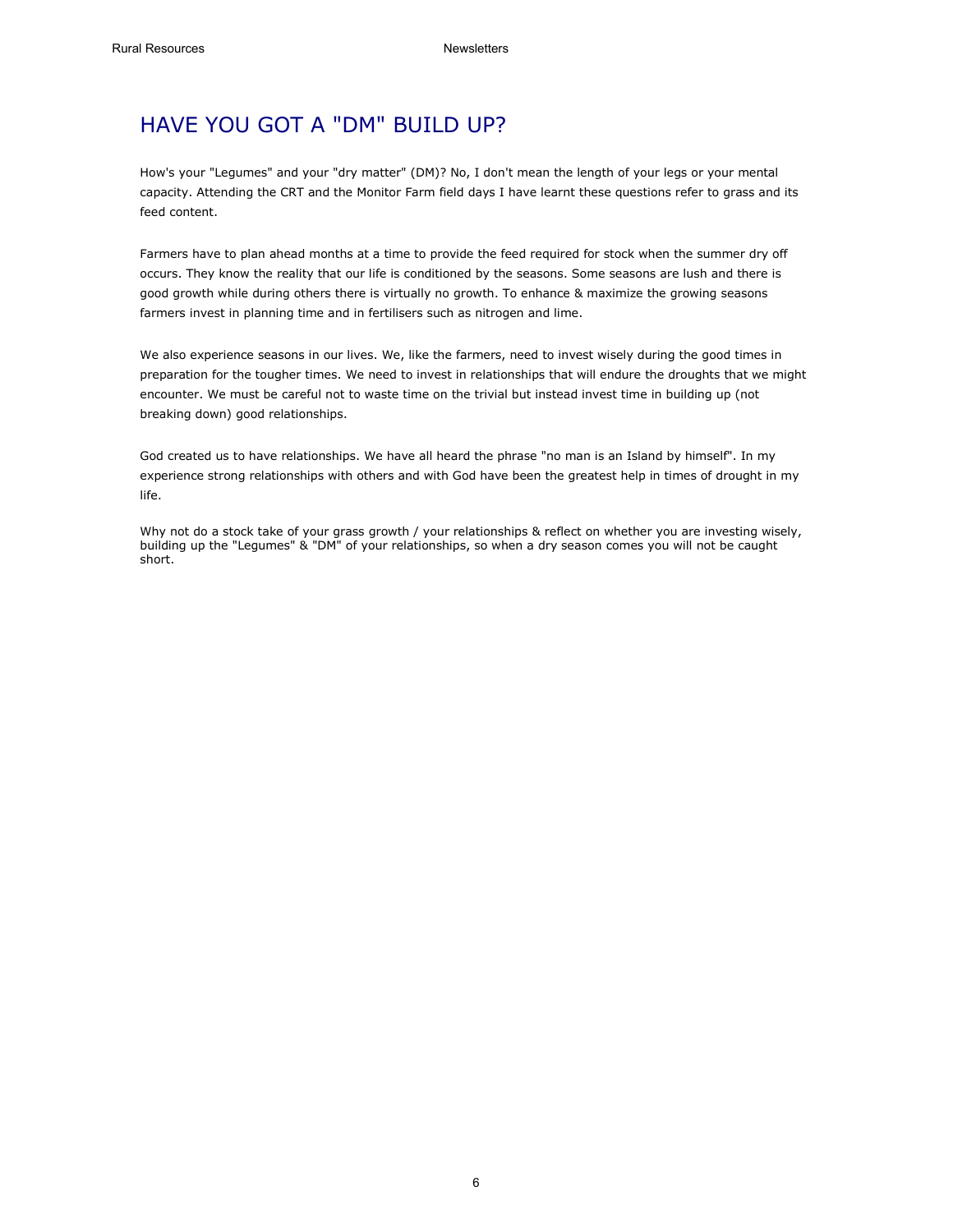# HAVE YOU GOT A "DM" BUILD UP?

How's your "Legumes" and your "dry matter" (DM)? No, I don't mean the length of your legs or your mental capacity. Attending the CRT and the Monitor Farm field days I have learnt these questions refer to grass and its feed content.

Farmers have to plan ahead months at a time to provide the feed required for stock when the summer dry off occurs. They know the reality that our life is conditioned by the seasons. Some seasons are lush and there is good growth while during others there is virtually no growth. To enhance & maximize the growing seasons farmers invest in planning time and in fertilisers such as nitrogen and lime.

We also experience seasons in our lives. We, like the farmers, need to invest wisely during the good times in preparation for the tougher times. We need to invest in relationships that will endure the droughts that we might encounter. We must be careful not to waste time on the trivial but instead invest time in building up (not breaking down) good relationships.

God created us to have relationships. We have all heard the phrase "no man is an Island by himself". In my experience strong relationships with others and with God have been the greatest help in times of drought in my life.

Why not do a stock take of your grass growth / your relationships & reflect on whether you are investing wisely, building up the "Legumes" & "DM" of your relationships, so when a dry season comes you will not be caught short.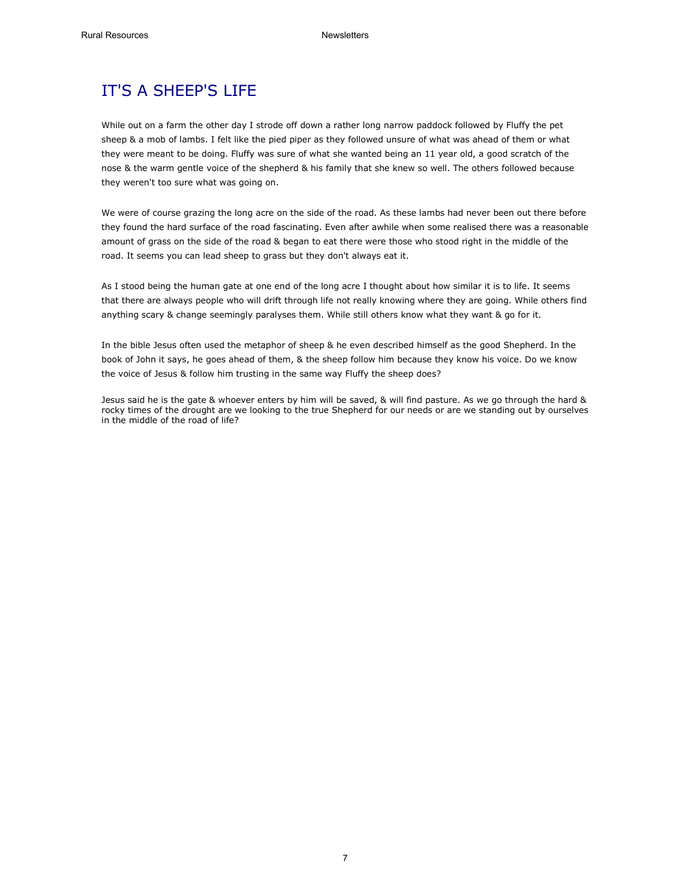# IT'S A SHEEP'S LIFE

While out on a farm the other day I strode off down a rather long narrow paddock followed by Fluffy the pet sheep & a mob of lambs. I felt like the pied piper as they followed unsure of what was ahead of them or what they were meant to be doing. Fluffy was sure of what she wanted being an 11 year old, a good scratch of the nose & the warm gentle voice of the shepherd & his family that she knew so well. The others followed because they weren't too sure what was going on.

We were of course grazing the long acre on the side of the road. As these lambs had never been out there before they found the hard surface of the road fascinating. Even after awhile when some realised there was a reasonable amount of grass on the side of the road & began to eat there were those who stood right in the middle of the road. It seems you can lead sheep to grass but they don't always eat it.

As I stood being the human gate at one end of the long acre I thought about how similar it is to life. It seems that there are always people who will drift through life not really knowing where they are going. While others find anything scary & change seemingly paralyses them. While still others know what they want & go for it.

In the bible Jesus often used the metaphor of sheep & he even described himself as the good Shepherd. In the book of John it says, he goes ahead of them, & the sheep follow him because they know his voice. Do we know the voice of Jesus & follow him trusting in the same way Fluffy the sheep does?

Jesus said he is the gate & whoever enters by him will be saved, & will find pasture. As we go through the hard & rocky times of the drought are we looking to the true Shepherd for our needs or are we standing out by ourselves in the middle of the road of life?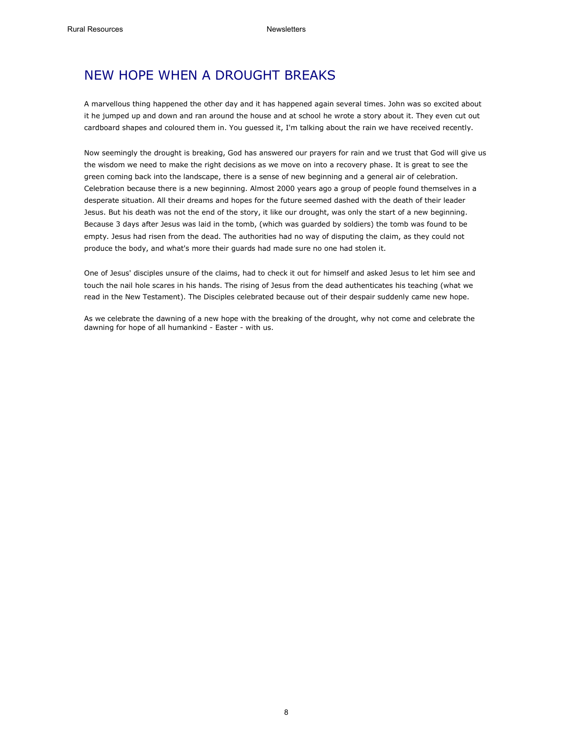# NEW HOPE WHEN A DROUGHT BREAKS

A marvellous thing happened the other day and it has happened again several times. John was so excited about it he jumped up and down and ran around the house and at school he wrote a story about it. They even cut out cardboard shapes and coloured them in. You guessed it, I'm talking about the rain we have received recently.

Now seemingly the drought is breaking, God has answered our prayers for rain and we trust that God will give us the wisdom we need to make the right decisions as we move on into a recovery phase. It is great to see the green coming back into the landscape, there is a sense of new beginning and a general air of celebration. Celebration because there is a new beginning. Almost 2000 years ago a group of people found themselves in a desperate situation. All their dreams and hopes for the future seemed dashed with the death of their leader Jesus. But his death was not the end of the story, it like our drought, was only the start of a new beginning. Because 3 days after Jesus was laid in the tomb, (which was guarded by soldiers) the tomb was found to be empty. Jesus had risen from the dead. The authorities had no way of disputing the claim, as they could not produce the body, and what's more their guards had made sure no one had stolen it.

One of Jesus' disciples unsure of the claims, had to check it out for himself and asked Jesus to let him see and touch the nail hole scares in his hands. The rising of Jesus from the dead authenticates his teaching (what we read in the New Testament). The Disciples celebrated because out of their despair suddenly came new hope.

As we celebrate the dawning of a new hope with the breaking of the drought, why not come and celebrate the dawning for hope of all humankind - Easter - with us.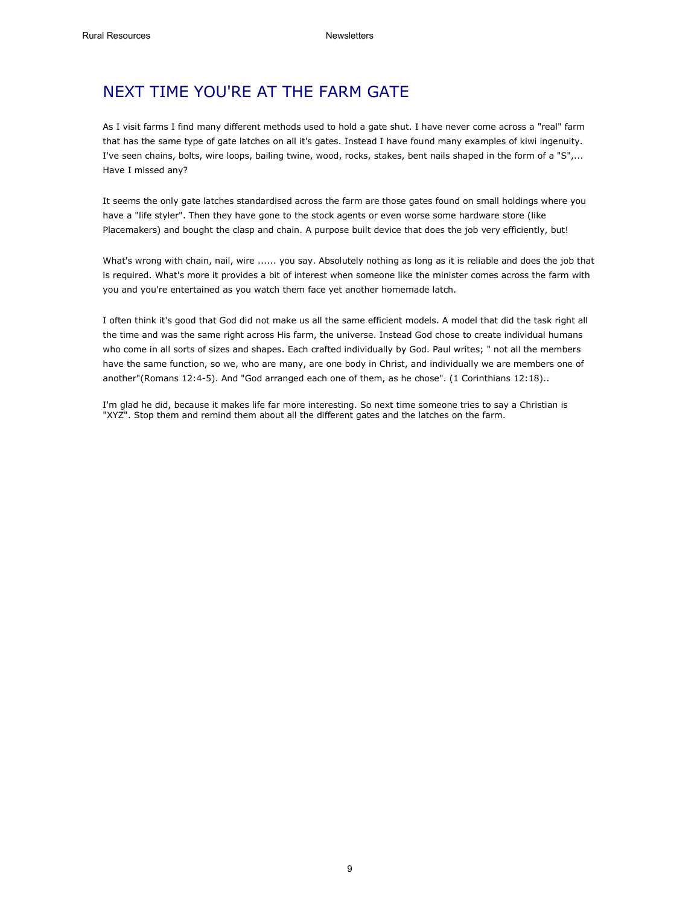## NEXT TIME YOU'RE AT THE FARM GATE

As I visit farms I find many different methods used to hold a gate shut. I have never come across a "real" farm that has the same type of gate latches on all it's gates. Instead I have found many examples of kiwi ingenuity. I've seen chains, bolts, wire loops, bailing twine, wood, rocks, stakes, bent nails shaped in the form of a "S",... Have I missed any?

It seems the only gate latches standardised across the farm are those gates found on small holdings where you have a "life styler". Then they have gone to the stock agents or even worse some hardware store (like Placemakers) and bought the clasp and chain. A purpose built device that does the job very efficiently, but!

What's wrong with chain, nail, wire ...... you say. Absolutely nothing as long as it is reliable and does the job that is required. What's more it provides a bit of interest when someone like the minister comes across the farm with you and you're entertained as you watch them face yet another homemade latch.

I often think it's good that God did not make us all the same efficient models. A model that did the task right all the time and was the same right across His farm, the universe. Instead God chose to create individual humans who come in all sorts of sizes and shapes. Each crafted individually by God. Paul writes; " not all the members have the same function, so we, who are many, are one body in Christ, and individually we are members one of another"(Romans 12:4-5). And "God arranged each one of them, as he chose". (1 Corinthians 12:18)..

I'm glad he did, because it makes life far more interesting. So next time someone tries to say a Christian is "XYZ". Stop them and remind them about all the different gates and the latches on the farm.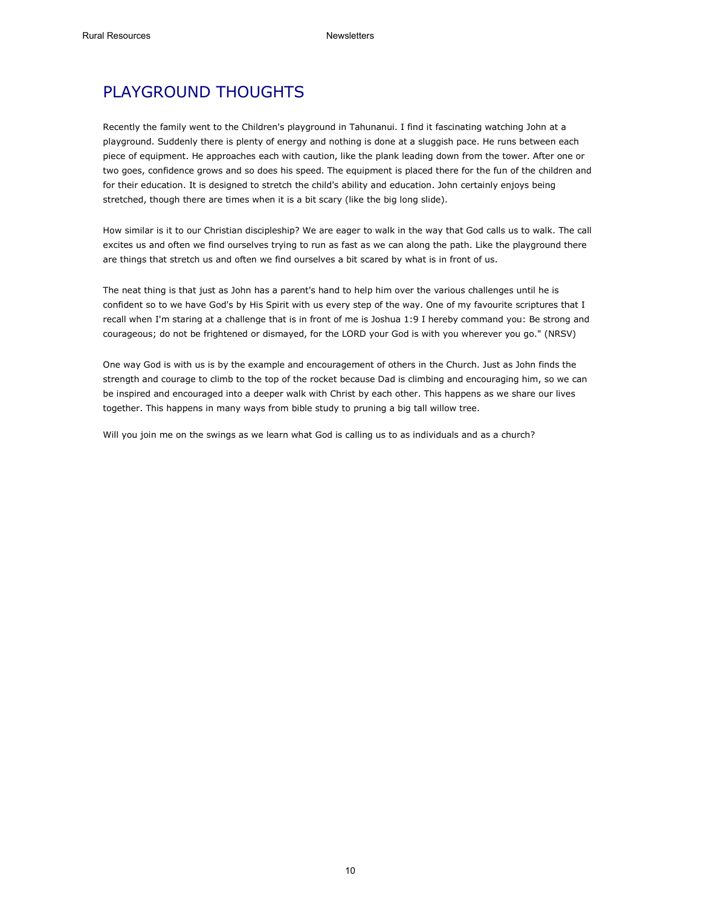# PLAYGROUND THOUGHTS

Recently the family went to the Children's playground in Tahunanui. I find it fascinating watching John at a playground. Suddenly there is plenty of energy and nothing is done at a sluggish pace. He runs between each piece of equipment. He approaches each with caution, like the plank leading down from the tower. After one or two goes, confidence grows and so does his speed. The equipment is placed there for the fun of the children and for their education. It is designed to stretch the child's ability and education. John certainly enjoys being stretched, though there are times when it is a bit scary (like the big long slide).

How similar is it to our Christian discipleship? We are eager to walk in the way that God calls us to walk. The call excites us and often we find ourselves trying to run as fast as we can along the path. Like the playground there are things that stretch us and often we find ourselves a bit scared by what is in front of us.

The neat thing is that just as John has a parent's hand to help him over the various challenges until he is confident so to we have God's by His Spirit with us every step of the way. One of my favourite scriptures that I recall when I'm staring at a challenge that is in front of me is Joshua 1:9 I hereby command you: Be strong and courageous; do not be frightened or dismayed, for the LORD your God is with you wherever you go." (NRSV)

One way God is with us is by the example and encouragement of others in the Church. Just as John finds the strength and courage to climb to the top of the rocket because Dad is climbing and encouraging him, so we can be inspired and encouraged into a deeper walk with Christ by each other. This happens as we share our lives together. This happens in many ways from bible study to pruning a big tall willow tree.

Will you join me on the swings as we learn what God is calling us to as individuals and as a church?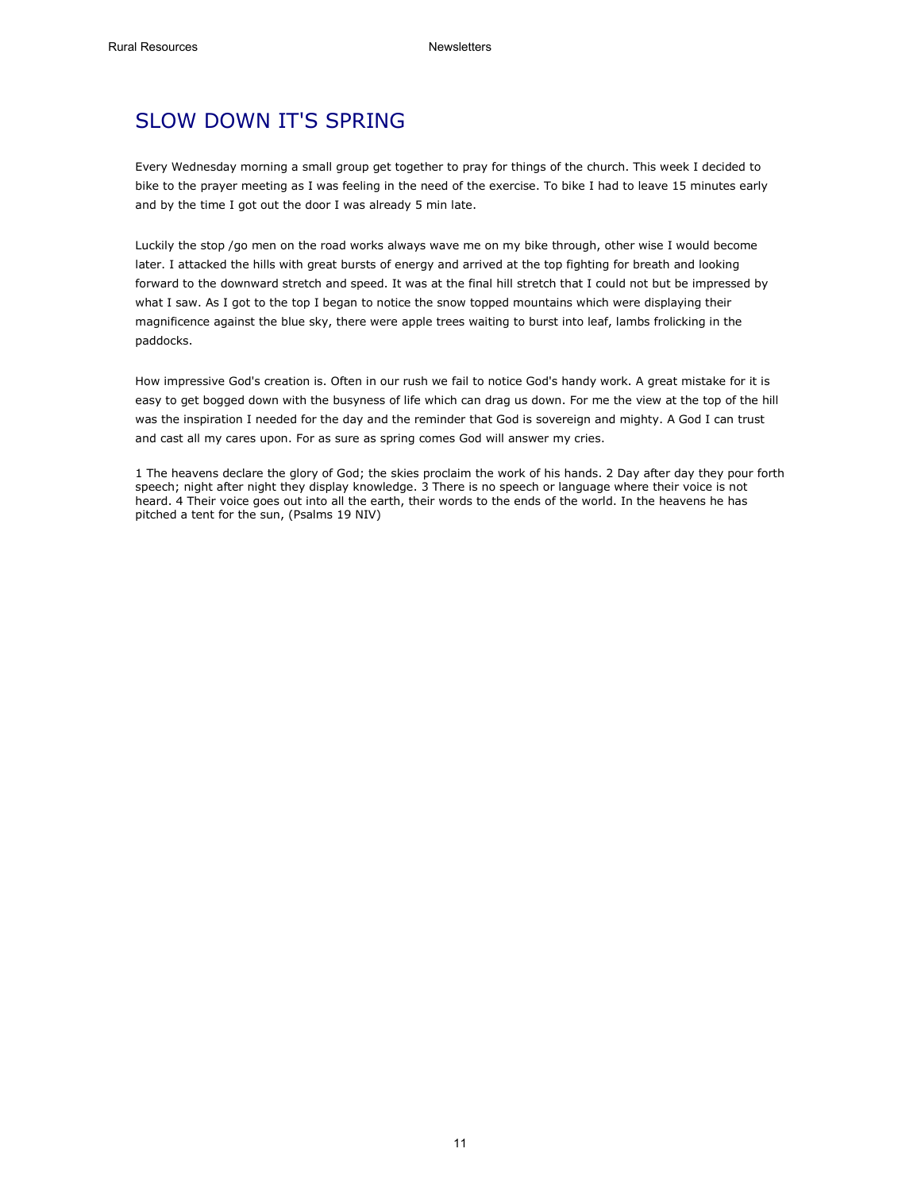# SLOW DOWN IT'S SPRING

Every Wednesday morning a small group get together to pray for things of the church. This week I decided to bike to the prayer meeting as I was feeling in the need of the exercise. To bike I had to leave 15 minutes early and by the time I got out the door I was already 5 min late.

Luckily the stop /go men on the road works always wave me on my bike through, other wise I would become later. I attacked the hills with great bursts of energy and arrived at the top fighting for breath and looking forward to the downward stretch and speed. It was at the final hill stretch that I could not but be impressed by what I saw. As I got to the top I began to notice the snow topped mountains which were displaying their magnificence against the blue sky, there were apple trees waiting to burst into leaf, lambs frolicking in the paddocks.

How impressive God's creation is. Often in our rush we fail to notice God's handy work. A great mistake for it is easy to get bogged down with the busyness of life which can drag us down. For me the view at the top of the hill was the inspiration I needed for the day and the reminder that God is sovereign and mighty. A God I can trust and cast all my cares upon. For as sure as spring comes God will answer my cries.

1 The heavens declare the glory of God; the skies proclaim the work of his hands. 2 Day after day they pour forth speech; night after night they display knowledge. 3 There is no speech or language where their voice is not heard. 4 Their voice goes out into all the earth, their words to the ends of the world. In the heavens he has pitched a tent for the sun, (Psalms 19 NIV)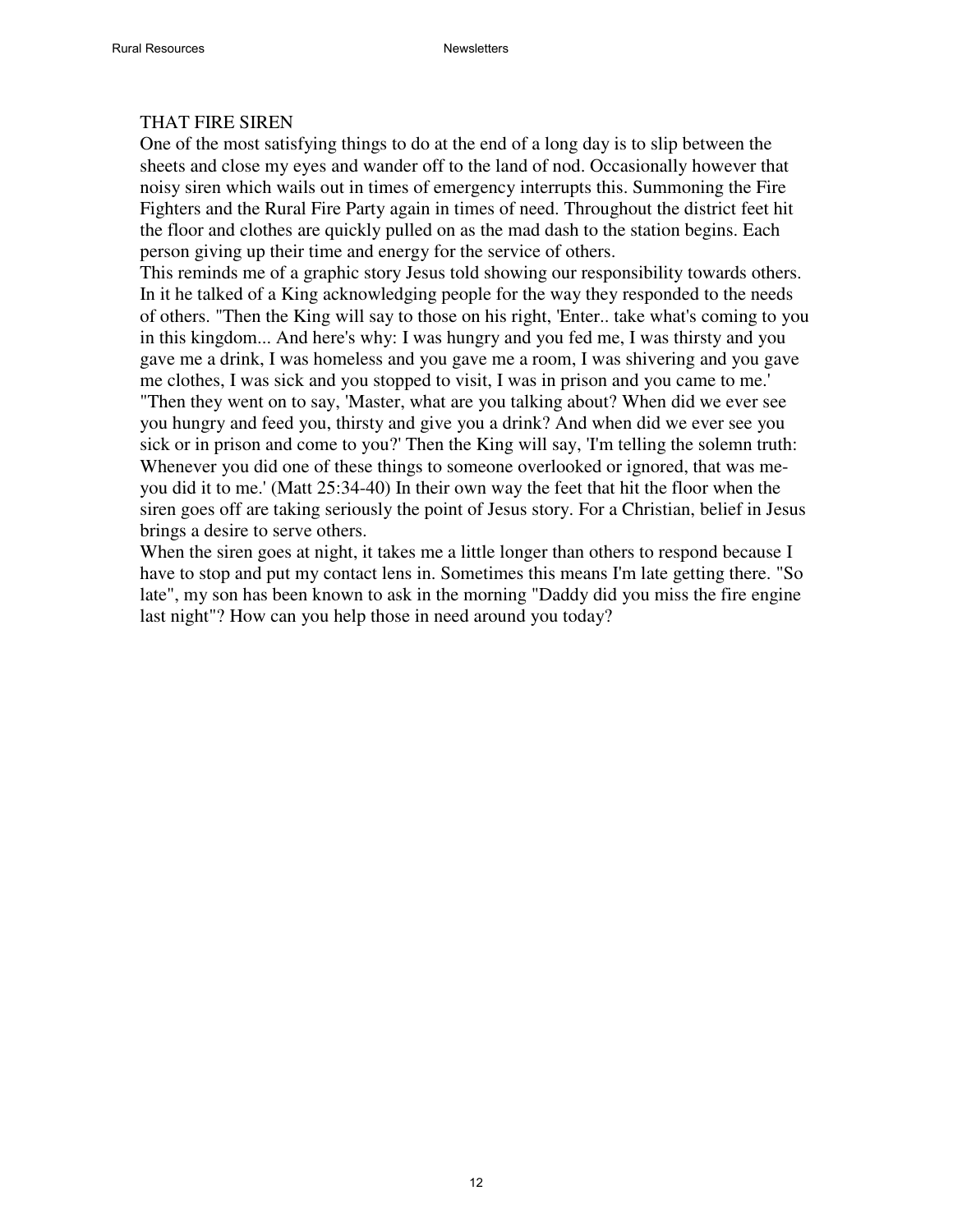## THAT FIRE SIREN

One of the most satisfying things to do at the end of a long day is to slip between the sheets and close my eyes and wander off to the land of nod. Occasionally however that noisy siren which wails out in times of emergency interrupts this. Summoning the Fire Fighters and the Rural Fire Party again in times of need. Throughout the district feet hit the floor and clothes are quickly pulled on as the mad dash to the station begins. Each person giving up their time and energy for the service of others.

This reminds me of a graphic story Jesus told showing our responsibility towards others. In it he talked of a King acknowledging people for the way they responded to the needs of others. "Then the King will say to those on his right, 'Enter.. take what's coming to you in this kingdom... And here's why: I was hungry and you fed me, I was thirsty and you gave me a drink, I was homeless and you gave me a room, I was shivering and you gave me clothes, I was sick and you stopped to visit, I was in prison and you came to me.' "Then they went on to say, 'Master, what are you talking about? When did we ever see you hungry and feed you, thirsty and give you a drink? And when did we ever see you sick or in prison and come to you?' Then the King will say, 'I'm telling the solemn truth: Whenever you did one of these things to someone overlooked or ignored, that was me- you did it to me.' (Matt 25:34-40) In their own way the feet that hit the floor when the siren goes off are taking seriously the point of Jesus story. For a Christian, belief in Jesus brings a desire to serve others.

When the siren goes at night, it takes me a little longer than others to respond because I have to stop and put my contact lens in. Sometimes this means I'm late getting there. "So late", my son has been known to ask in the morning "Daddy did you miss the fire engine last night"? How can you help those in need around you today?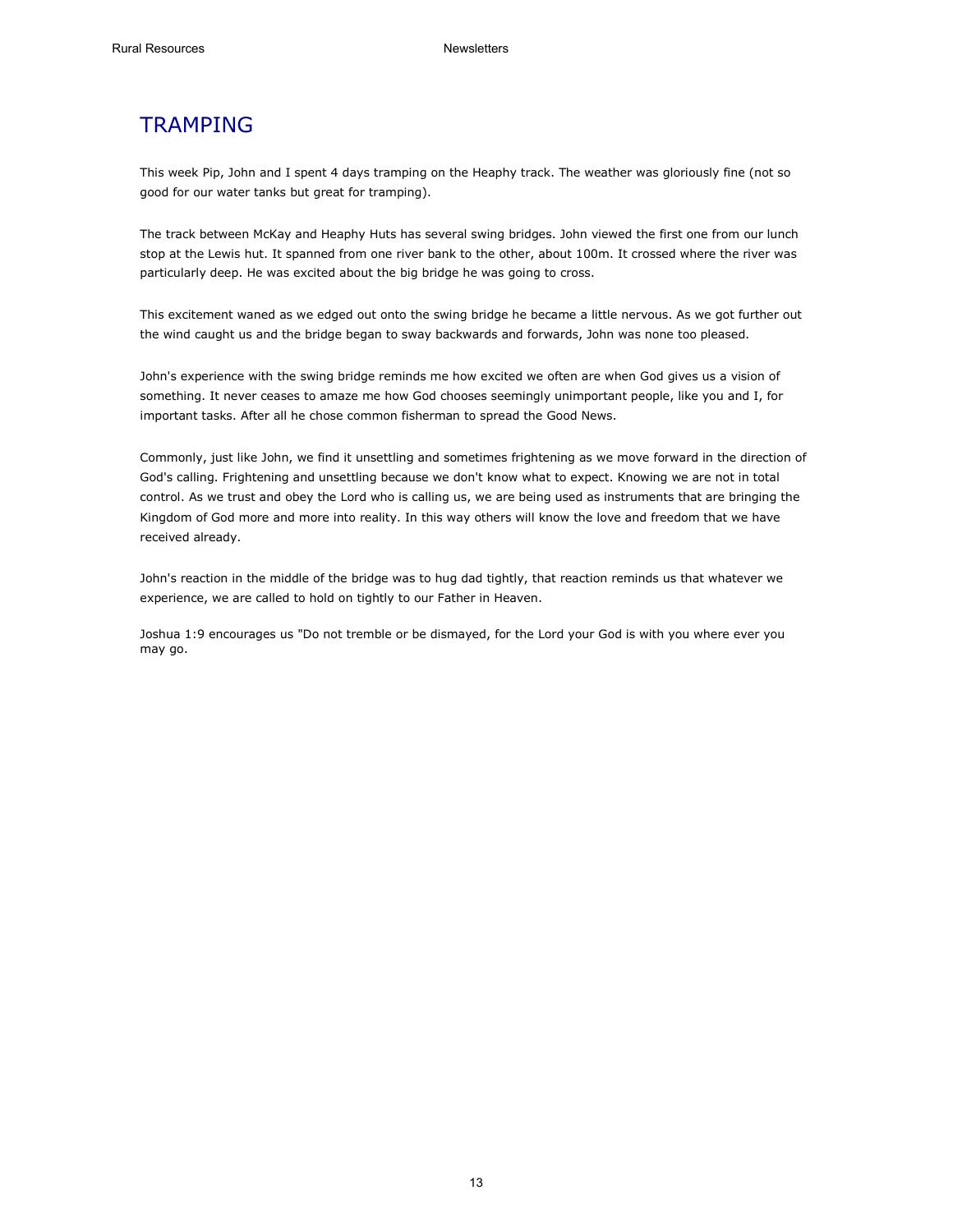# TRAMPING

This week Pip, John and I spent 4 days tramping on the Heaphy track. The weather was gloriously fine (not so good for our water tanks but great for tramping).

The track between McKay and Heaphy Huts has several swing bridges. John viewed the first one from our lunch stop at the Lewis hut. It spanned from one river bank to the other, about 100m. It crossed where the river was particularly deep. He was excited about the big bridge he was going to cross.

This excitement waned as we edged out onto the swing bridge he became a little nervous. As we got further out the wind caught us and the bridge began to sway backwards and forwards, John was none too pleased.

John's experience with the swing bridge reminds me how excited we often are when God gives us a vision of something. It never ceases to amaze me how God chooses seemingly unimportant people, like you and I, for important tasks. After all he chose common fisherman to spread the Good News.

Commonly, just like John, we find it unsettling and sometimes frightening as we move forward in the direction of God's calling. Frightening and unsettling because we don't know what to expect. Knowing we are not in total control. As we trust and obey the Lord who is calling us, we are being used as instruments that are bringing the Kingdom of God more and more into reality. In this way others will know the love and freedom that we have received already.

John's reaction in the middle of the bridge was to hug dad tightly, that reaction reminds us that whatever we experience, we are called to hold on tightly to our Father in Heaven.

Joshua 1:9 encourages us "Do not tremble or be dismayed, for the Lord your God is with you where ever you may go.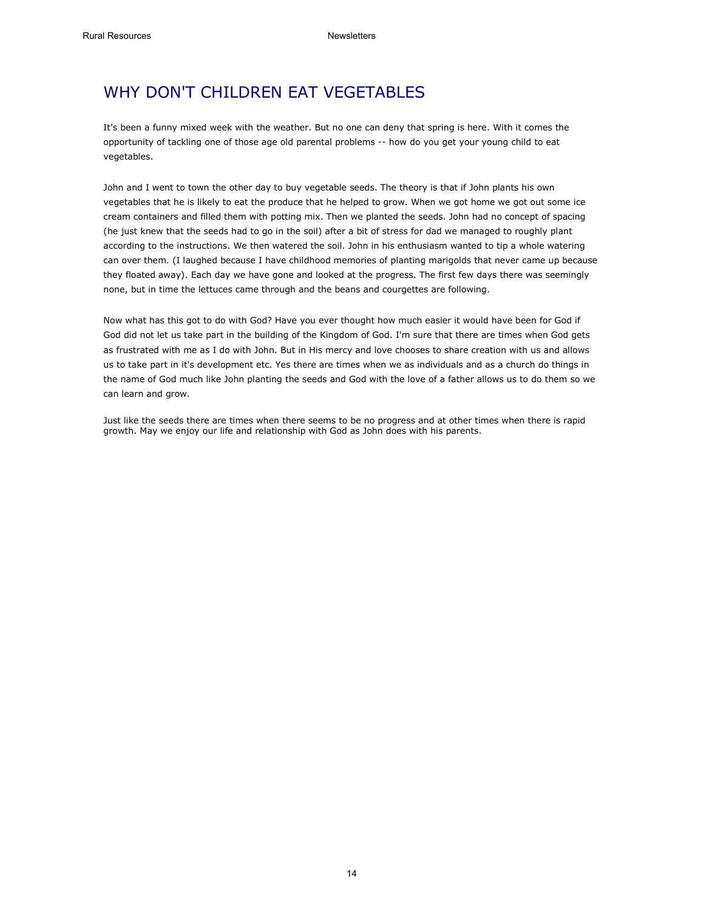# WHY DON'T CHILDREN EAT VEGETABLES

It's been a funny mixed week with the weather. But no one can deny that spring is here. With it comes the opportunity of tackling one of those age old parental problems -- how do you get your young child to eat vegetables.

John and I went to town the other day to buy vegetable seeds. The theory is that if John plants his own vegetables that he is likely to eat the produce that he helped to grow. When we got home we got out some ice cream containers and filled them with potting mix. Then we planted the seeds. John had no concept of spacing (he just knew that the seeds had to go in the soil) after a bit of stress for dad we managed to roughly plant according to the instructions. We then watered the soil. John in his enthusiasm wanted to tip a whole watering can over them. (I laughed because I have childhood memories of planting marigolds that never came up because they floated away). Each day we have gone and looked at the progress. The first few days there was seemingly none, but in time the lettuces came through and the beans and courgettes are following.

Now what has this got to do with God? Have you ever thought how much easier it would have been for God if God did not let us take part in the building of the Kingdom of God. I'm sure that there are times when God gets as frustrated with me as I do with John. But in His mercy and love chooses to share creation with us and allows us to take part in it's development etc. Yes there are times when we as individuals and as a church do things in the name of God much like John planting the seeds and God with the love of a father allows us to do them so we can learn and grow.

Just like the seeds there are times when there seems to be no progress and at other times when there is rapid growth. May we enjoy our life and relationship with God as John does with his parents.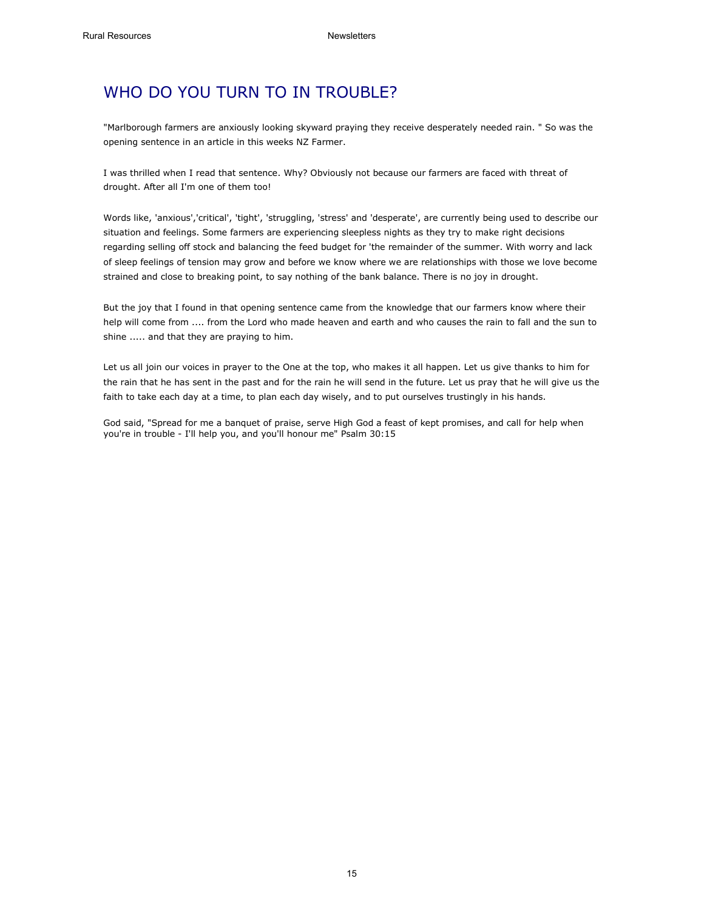# WHO DO YOU TURN TO IN TROUBLE?

"Marlborough farmers are anxiously looking skyward praying they receive desperately needed rain. " So was the opening sentence in an article in this weeks NZ Farmer.

I was thrilled when I read that sentence. Why? Obviously not because our farmers are faced with threat of drought. After all I'm one of them too!

Words like, 'anxious','critical', 'tight', 'struggling, 'stress' and 'desperate', are currently being used to describe our situation and feelings. Some farmers are experiencing sleepless nights as they try to make right decisions regarding selling off stock and balancing the feed budget for 'the remainder of the summer. With worry and lack of sleep feelings of tension may grow and before we know where we are relationships with those we love become strained and close to breaking point, to say nothing of the bank balance. There is no joy in drought.

But the joy that I found in that opening sentence came from the knowledge that our farmers know where their help will come from .... from the Lord who made heaven and earth and who causes the rain to fall and the sun to shine ..... and that they are praying to him.

Let us all join our voices in prayer to the One at the top, who makes it all happen. Let us give thanks to him for the rain that he has sent in the past and for the rain he will send in the future. Let us pray that he will give us the faith to take each day at a time, to plan each day wisely, and to put ourselves trustingly in his hands.

God said, "Spread for me a banquet of praise, serve High God a feast of kept promises, and call for help when you're in trouble - I'll help you, and you'll honour me" Psalm 30:15